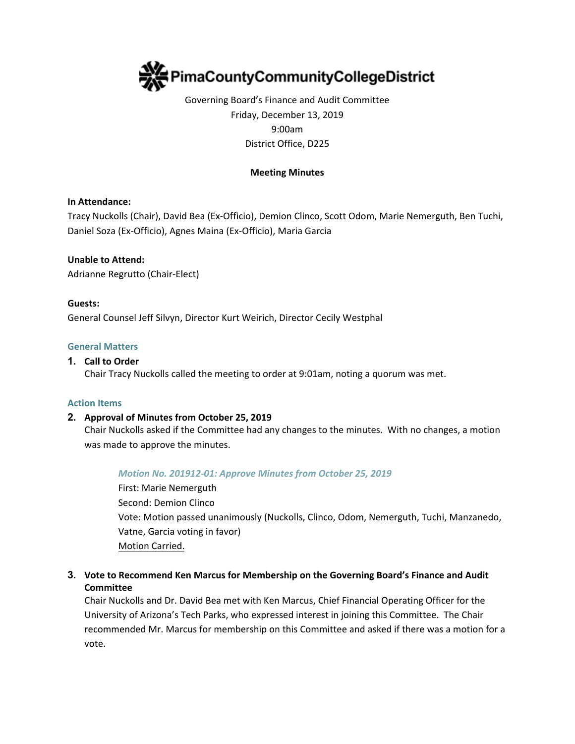# PimaCountyCommunityCollegeDistrict

Governing Board's Finance and Audit Committee
Friday, December 13, 2019
9:00am
District Office, D225

**Meeting Minutes**

**In Attendance:**
Tracy Nuckolls (Chair), David Bea (Ex-Officio), Demion Clinco, Scott Odom, Marie Nemerguth, Ben Tuchi, Daniel Soza (Ex-Officio), Agnes Maina (Ex-Officio), Maria Garcia

**Unable to Attend:**
Adrianne Regrutto (Chair-Elect)

**Guests:**
General Counsel Jeff Silvyn, Director Kurt Weirich, Director Cecily Westphal

## General Matters

1. **Call to Order**
   Chair Tracy Nuckolls called the meeting to order at 9:01am, noting a quorum was met.

## Action Items

2. **Approval of Minutes from October 25, 2019**
   Chair Nuckolls asked if the Committee had any changes to the minutes. With no changes, a motion was made to approve the minutes.

   *Motion No. 201912-01: Approve Minutes from October 25, 2019*
   First: Marie Nemerguth
   Second: Demion Clinco
   Vote: Motion passed unanimously (Nuckolls, Clinco, Odom, Nemerguth, Tuchi, Manzanedo, Vatne, Garcia voting in favor)
   Motion Carried.

3. **Vote to Recommend Ken Marcus for Membership on the Governing Board's Finance and Audit Committee**
   Chair Nuckolls and Dr. David Bea met with Ken Marcus, Chief Financial Operating Officer for the University of Arizona's Tech Parks, who expressed interest in joining this Committee. The Chair recommended Mr. Marcus for membership on this Committee and asked if there was a motion for a vote.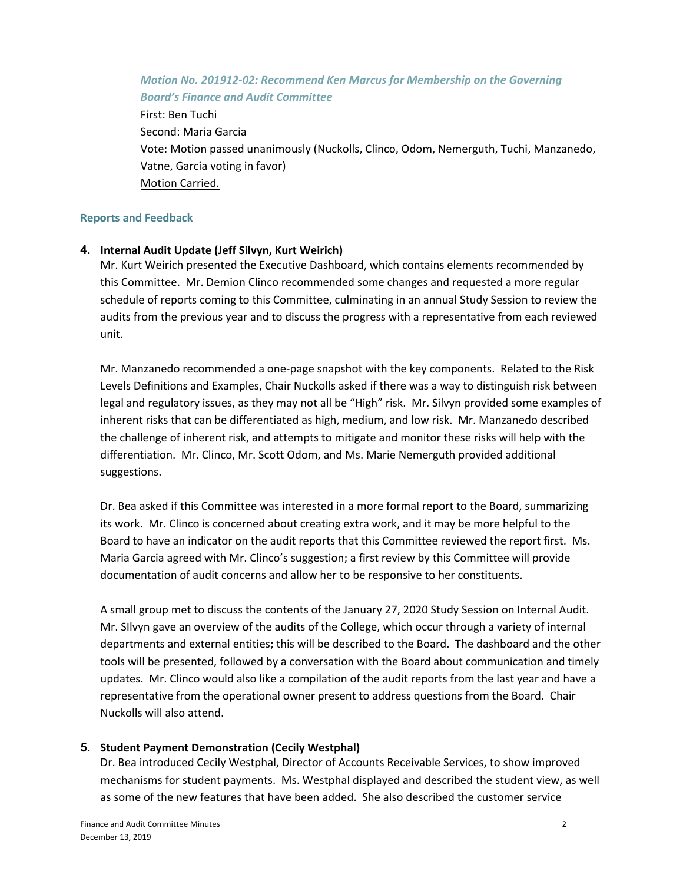*Motion No. 201912-02: Recommend Ken Marcus for Membership on the Governing Board's Finance and Audit Committee*

First: Ben Tuchi
Second: Maria Garcia
Vote: Motion passed unanimously (Nuckolls, Clinco, Odom, Nemerguth, Tuchi, Manzanedo, Vatne, Garcia voting in favor)
Motion Carried.

### Reports and Feedback

**4. Internal Audit Update (Jeff Silvyn, Kurt Weirich)**

Mr. Kurt Weirich presented the Executive Dashboard, which contains elements recommended by this Committee. Mr. Demion Clinco recommended some changes and requested a more regular schedule of reports coming to this Committee, culminating in an annual Study Session to review the audits from the previous year and to discuss the progress with a representative from each reviewed unit.

Mr. Manzanedo recommended a one-page snapshot with the key components. Related to the Risk Levels Definitions and Examples, Chair Nuckolls asked if there was a way to distinguish risk between legal and regulatory issues, as they may not all be "High" risk. Mr. Silvyn provided some examples of inherent risks that can be differentiated as high, medium, and low risk. Mr. Manzanedo described the challenge of inherent risk, and attempts to mitigate and monitor these risks will help with the differentiation. Mr. Clinco, Mr. Scott Odom, and Ms. Marie Nemerguth provided additional suggestions.

Dr. Bea asked if this Committee was interested in a more formal report to the Board, summarizing its work. Mr. Clinco is concerned about creating extra work, and it may be more helpful to the Board to have an indicator on the audit reports that this Committee reviewed the report first. Ms. Maria Garcia agreed with Mr. Clinco's suggestion; a first review by this Committee will provide documentation of audit concerns and allow her to be responsive to her constituents.

A small group met to discuss the contents of the January 27, 2020 Study Session on Internal Audit. Mr. SIlvyn gave an overview of the audits of the College, which occur through a variety of internal departments and external entities; this will be described to the Board. The dashboard and the other tools will be presented, followed by a conversation with the Board about communication and timely updates. Mr. Clinco would also like a compilation of the audit reports from the last year and have a representative from the operational owner present to address questions from the Board. Chair Nuckolls will also attend.

**5. Student Payment Demonstration (Cecily Westphal)**

Dr. Bea introduced Cecily Westphal, Director of Accounts Receivable Services, to show improved mechanisms for student payments. Ms. Westphal displayed and described the student view, as well as some of the new features that have been added. She also described the customer service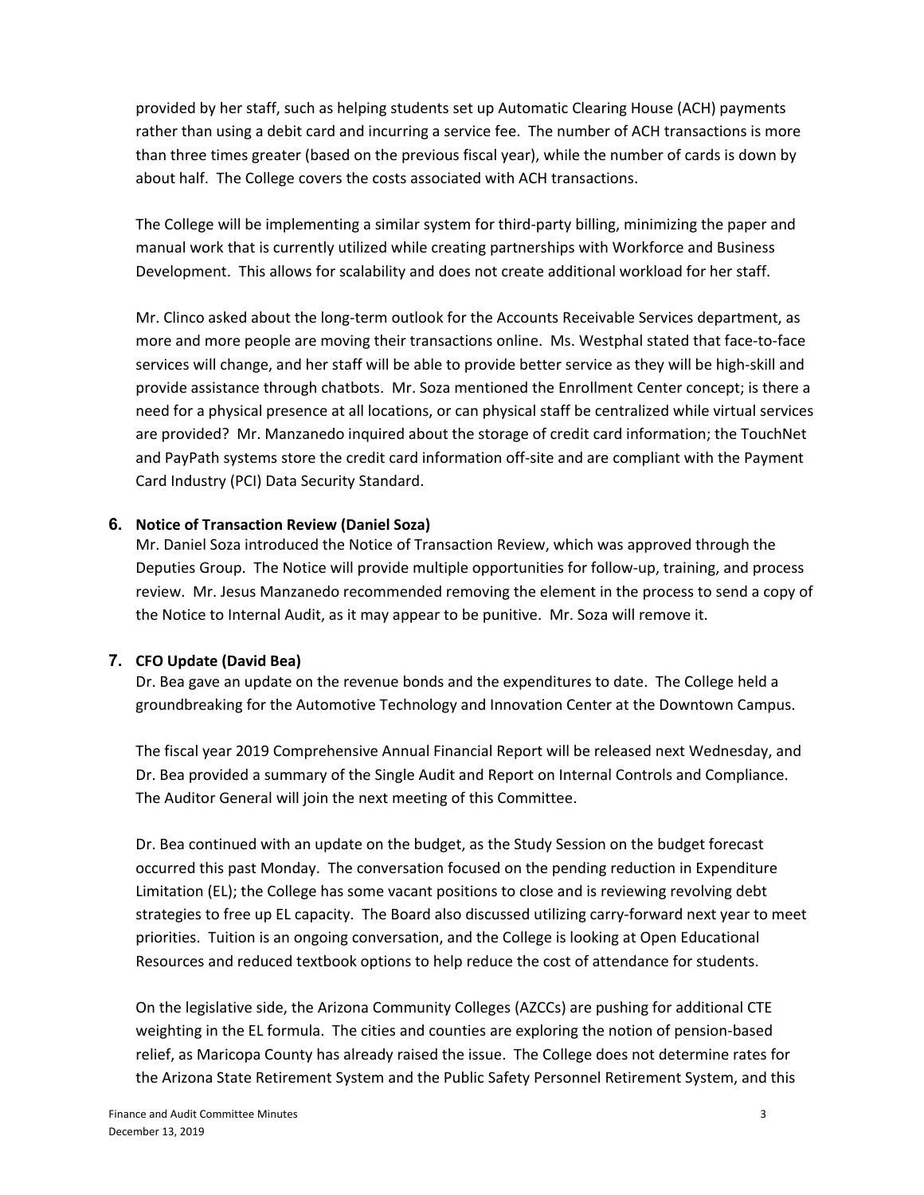provided by her staff, such as helping students set up Automatic Clearing House (ACH) payments rather than using a debit card and incurring a service fee. The number of ACH transactions is more than three times greater (based on the previous fiscal year), while the number of cards is down by about half. The College covers the costs associated with ACH transactions.

The College will be implementing a similar system for third-party billing, minimizing the paper and manual work that is currently utilized while creating partnerships with Workforce and Business Development. This allows for scalability and does not create additional workload for her staff.

Mr. Clinco asked about the long-term outlook for the Accounts Receivable Services department, as more and more people are moving their transactions online. Ms. Westphal stated that face-to-face services will change, and her staff will be able to provide better service as they will be high-skill and provide assistance through chatbots. Mr. Soza mentioned the Enrollment Center concept; is there a need for a physical presence at all locations, or can physical staff be centralized while virtual services are provided? Mr. Manzanedo inquired about the storage of credit card information; the TouchNet and PayPath systems store the credit card information off-site and are compliant with the Payment Card Industry (PCI) Data Security Standard.

**6. Notice of Transaction Review (Daniel Soza)**

Mr. Daniel Soza introduced the Notice of Transaction Review, which was approved through the Deputies Group. The Notice will provide multiple opportunities for follow-up, training, and process review. Mr. Jesus Manzanedo recommended removing the element in the process to send a copy of the Notice to Internal Audit, as it may appear to be punitive. Mr. Soza will remove it.

**7. CFO Update (David Bea)**

Dr. Bea gave an update on the revenue bonds and the expenditures to date. The College held a groundbreaking for the Automotive Technology and Innovation Center at the Downtown Campus.

The fiscal year 2019 Comprehensive Annual Financial Report will be released next Wednesday, and Dr. Bea provided a summary of the Single Audit and Report on Internal Controls and Compliance. The Auditor General will join the next meeting of this Committee.

Dr. Bea continued with an update on the budget, as the Study Session on the budget forecast occurred this past Monday. The conversation focused on the pending reduction in Expenditure Limitation (EL); the College has some vacant positions to close and is reviewing revolving debt strategies to free up EL capacity. The Board also discussed utilizing carry-forward next year to meet priorities. Tuition is an ongoing conversation, and the College is looking at Open Educational Resources and reduced textbook options to help reduce the cost of attendance for students.

On the legislative side, the Arizona Community Colleges (AZCCs) are pushing for additional CTE weighting in the EL formula. The cities and counties are exploring the notion of pension-based relief, as Maricopa County has already raised the issue. The College does not determine rates for the Arizona State Retirement System and the Public Safety Personnel Retirement System, and this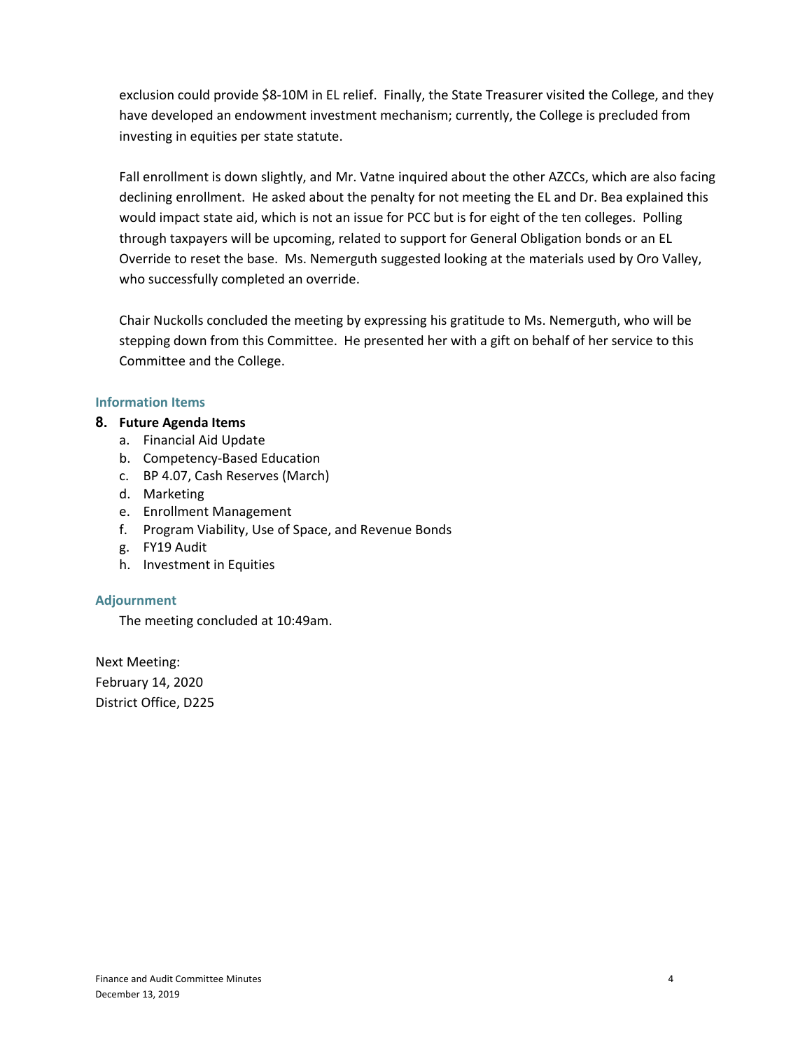exclusion could provide $8-10M in EL relief. Finally, the State Treasurer visited the College, and they have developed an endowment investment mechanism; currently, the College is precluded from investing in equities per state statute.

Fall enrollment is down slightly, and Mr. Vatne inquired about the other AZCCs, which are also facing declining enrollment. He asked about the penalty for not meeting the EL and Dr. Bea explained this would impact state aid, which is not an issue for PCC but is for eight of the ten colleges. Polling through taxpayers will be upcoming, related to support for General Obligation bonds or an EL Override to reset the base. Ms. Nemerguth suggested looking at the materials used by Oro Valley, who successfully completed an override.

Chair Nuckolls concluded the meeting by expressing his gratitude to Ms. Nemerguth, who will be stepping down from this Committee. He presented her with a gift on behalf of her service to this Committee and the College.

## Information Items

### 8. Future Agenda Items

a. Financial Aid Update
b. Competency-Based Education
c. BP 4.07, Cash Reserves (March)
d. Marketing
e. Enrollment Management
f. Program Viability, Use of Space, and Revenue Bonds
g. FY19 Audit
h. Investment in Equities

## Adjournment

The meeting concluded at 10:49am.

Next Meeting:
February 14, 2020
District Office, D225